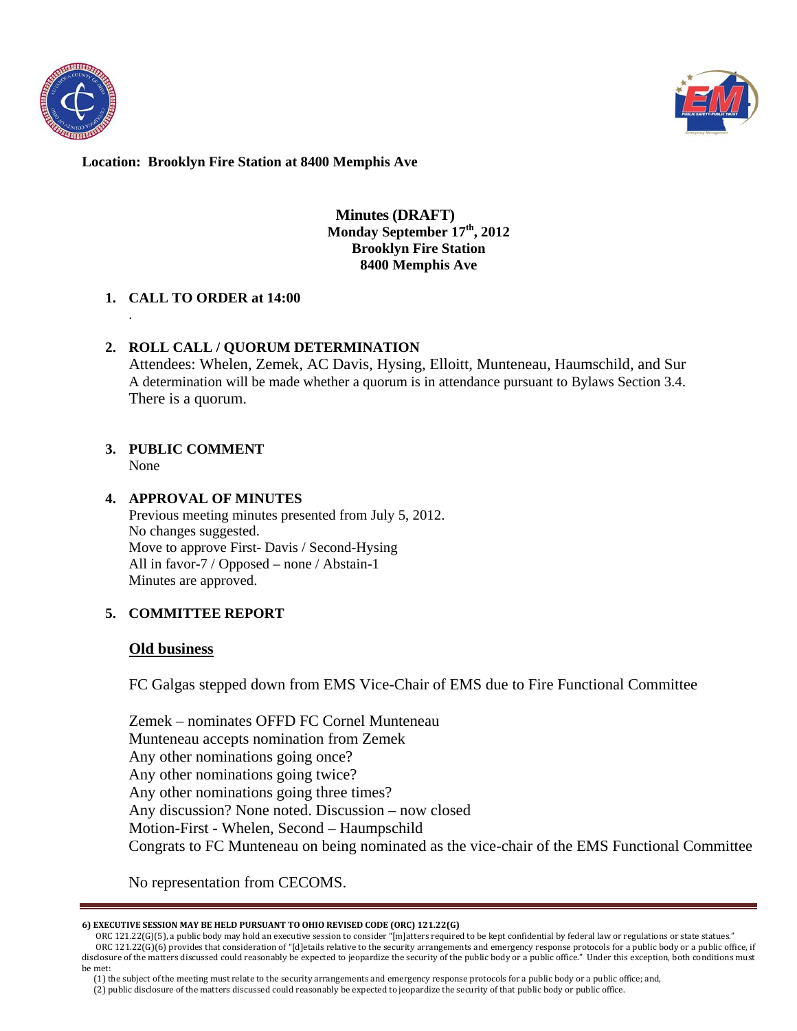**Location: Brooklyn Fire Station at 8400 Memphis Ave**

**Minutes (DRAFT)**
**Monday September 17th, 2012**
**Brooklyn Fire Station**
**8400 Memphis Ave**

1. **CALL TO ORDER at 14:00**

   .

2. **ROLL CALL / QUORUM DETERMINATION**

   Attendees: Whelen, Zemek, AC Davis, Hysing, Elloitt, Munteneau, Haumschild, and Sur
   A determination will be made whether a quorum is in attendance pursuant to Bylaws Section 3.4.
   There is a quorum.

3. **PUBLIC COMMENT**

   None

4. **APPROVAL OF MINUTES**

   Previous meeting minutes presented from July 5, 2012.
   No changes suggested.
   Move to approve First- Davis / Second-Hysing
   All in favor-7 / Opposed – none / Abstain-1
   Minutes are approved.

5. **COMMITTEE REPORT**

   **Old business**

   FC Galgas stepped down from EMS Vice-Chair of EMS due to Fire Functional Committee

   Zemek – nominates OFFD FC Cornel Munteneau
   Munteneau accepts nomination from Zemek
   Any other nominations going once?
   Any other nominations going twice?
   Any other nominations going three times?
   Any discussion? None noted. Discussion – now closed
   Motion-First - Whelen, Second – Haumpschild
   Congrats to FC Munteneau on being nominated as the vice-chair of the EMS Functional Committee

   No representation from CECOMS.

---

**6) EXECUTIVE SESSION MAY BE HELD PURSUANT TO OHIO REVISED CODE (ORC) 121.22(G)**

ORC 121.22(G)(5), a public body may hold an executive session to consider "[m]atters required to be kept confidential by federal law or regulations or state statues."
ORC 121.22(G)(6) provides that consideration of "[d]etails relative to the security arrangements and emergency response protocols for a public body or a public office, if disclosure of the matters discussed could reasonably be expected to jeopardize the security of the public body or a public office." Under this exception, both conditions must be met:

(1) the subject of the meeting must relate to the security arrangements and emergency response protocols for a public body or a public office; and,
(2) public disclosure of the matters discussed could reasonably be expected to jeopardize the security of that public body or public office.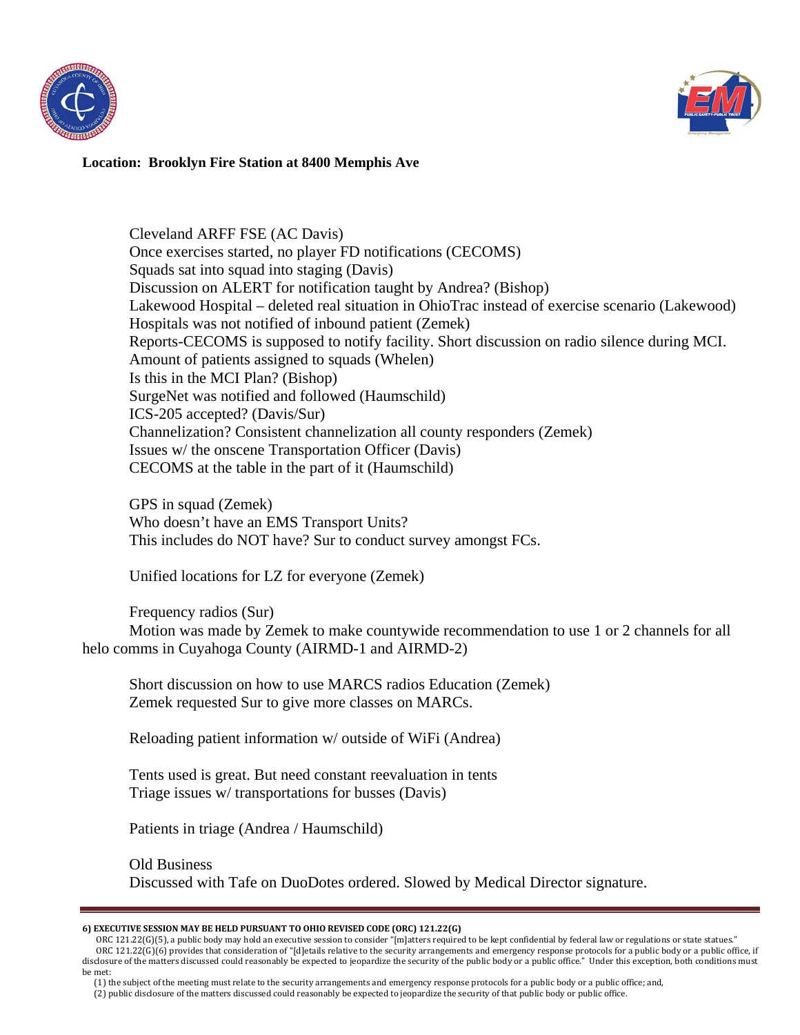**Location: Brooklyn Fire Station at 8400 Memphis Ave**

Cleveland ARFF FSE (AC Davis)
Once exercises started, no player FD notifications (CECOMS)
Squads sat into squad into staging (Davis)
Discussion on ALERT for notification taught by Andrea? (Bishop)
Lakewood Hospital – deleted real situation in OhioTrac instead of exercise scenario (Lakewood)
Hospitals was not notified of inbound patient (Zemek)
Reports-CECOMS is supposed to notify facility. Short discussion on radio silence during MCI.
Amount of patients assigned to squads (Whelen)
Is this in the MCI Plan? (Bishop)
SurgeNet was notified and followed (Haumschild)
ICS-205 accepted? (Davis/Sur)
Channelization? Consistent channelization all county responders (Zemek)
Issues w/ the onscene Transportation Officer (Davis)
CECOMS at the table in the part of it (Haumschild)

GPS in squad (Zemek)
Who doesn't have an EMS Transport Units?
This includes do NOT have? Sur to conduct survey amongst FCs.

Unified locations for LZ for everyone (Zemek)

Frequency radios (Sur)
Motion was made by Zemek to make countywide recommendation to use 1 or 2 channels for all helo comms in Cuyahoga County (AIRMD-1 and AIRMD-2)

Short discussion on how to use MARCS radios Education (Zemek)
Zemek requested Sur to give more classes on MARCs.

Reloading patient information w/ outside of WiFi (Andrea)

Tents used is great. But need constant reevaluation in tents
Triage issues w/ transportations for busses (Davis)

Patients in triage (Andrea / Haumschild)

Old Business
Discussed with Tafe on DuoDotes ordered. Slowed by Medical Director signature.

---

**6) EXECUTIVE SESSION MAY BE HELD PURSUANT TO OHIO REVISED CODE (ORC) 121.22(G)**

ORC 121.22(G)(5), a public body may hold an executive session to consider "[m]atters required to be kept confidential by federal law or regulations or state statues."
ORC 121.22(G)(6) provides that consideration of "[d]etails relative to the security arrangements and emergency response protocols for a public body or a public office, if disclosure of the matters discussed could reasonably be expected to jeopardize the security of the public body or a public office." Under this exception, both conditions must be met:

(1) the subject of the meeting must relate to the security arrangements and emergency response protocols for a public body or a public office; and,
(2) public disclosure of the matters discussed could reasonably be expected to jeopardize the security of that public body or public office.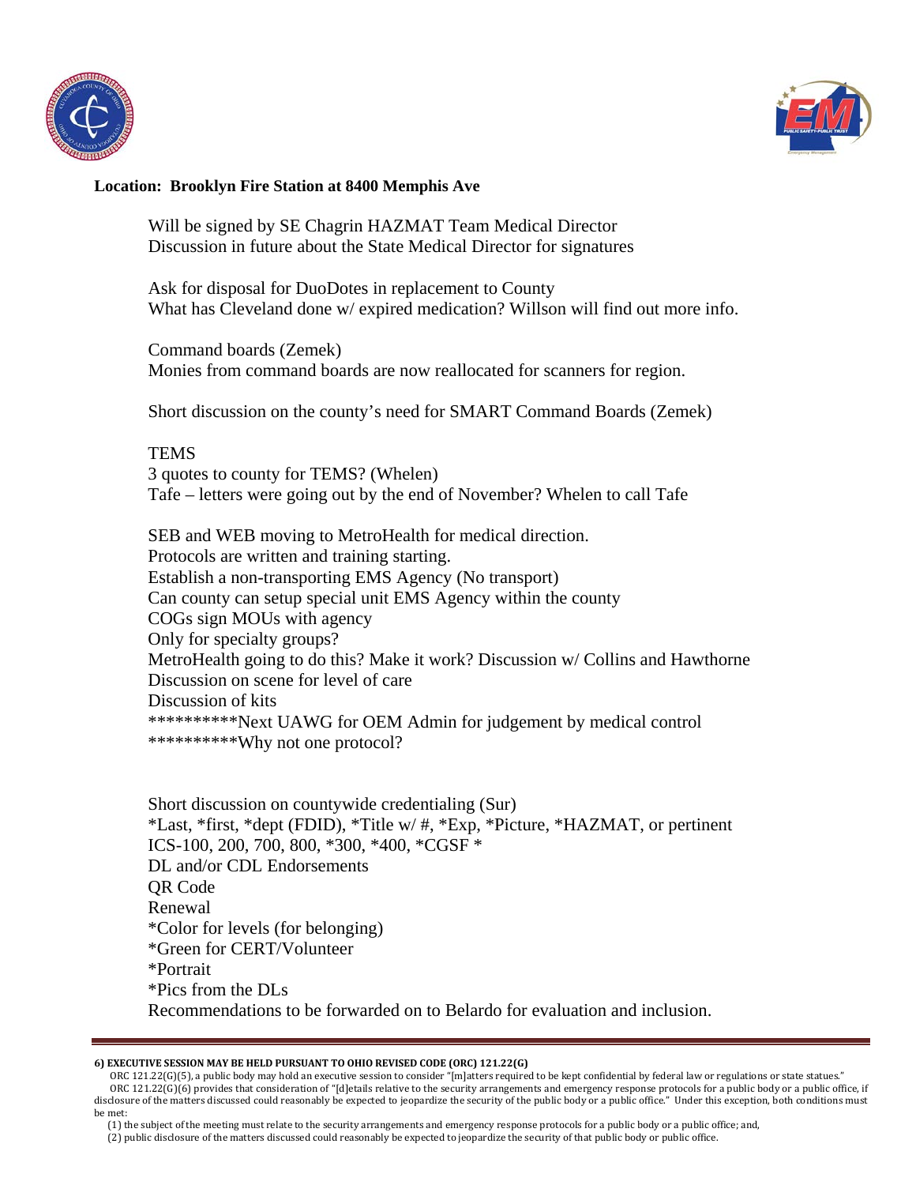**Location: Brooklyn Fire Station at 8400 Memphis Ave**

Will be signed by SE Chagrin HAZMAT Team Medical Director
Discussion in future about the State Medical Director for signatures

Ask for disposal for DuoDotes in replacement to County
What has Cleveland done w/ expired medication? Willson will find out more info.

Command boards (Zemek)
Monies from command boards are now reallocated for scanners for region.

Short discussion on the county's need for SMART Command Boards (Zemek)

TEMS
3 quotes to county for TEMS? (Whelen)
Tafe – letters were going out by the end of November? Whelen to call Tafe

SEB and WEB moving to MetroHealth for medical direction.
Protocols are written and training starting.
Establish a non-transporting EMS Agency (No transport)
Can county can setup special unit EMS Agency within the county
COGs sign MOUs with agency
Only for specialty groups?
MetroHealth going to do this? Make it work? Discussion w/ Collins and Hawthorne
Discussion on scene for level of care
Discussion of kits
**********Next UAWG for OEM Admin for judgement by medical control
**********Why not one protocol?

Short discussion on countywide credentialing (Sur)
*Last, *first, *dept (FDID), *Title w/ #, *Exp, *Picture, *HAZMAT, or pertinent
ICS-100, 200, 700, 800, *300, *400, *CGSF *
DL and/or CDL Endorsements
QR Code
Renewal
*Color for levels (for belonging)
*Green for CERT/Volunteer
*Portrait
*Pics from the DLs
Recommendations to be forwarded on to Belardo for evaluation and inclusion.

---

**6) EXECUTIVE SESSION MAY BE HELD PURSUANT TO OHIO REVISED CODE (ORC) 121.22(G)**

ORC 121.22(G)(5), a public body may hold an executive session to consider "[m]atters required to be kept confidential by federal law or regulations or state statues."
ORC 121.22(G)(6) provides that consideration of "[d]etails relative to the security arrangements and emergency response protocols for a public body or a public office, if disclosure of the matters discussed could reasonably be expected to jeopardize the security of the public body or a public office." Under this exception, both conditions must be met:

(1) the subject of the meeting must relate to the security arrangements and emergency response protocols for a public body or a public office; and,
(2) public disclosure of the matters discussed could reasonably be expected to jeopardize the security of that public body or public office.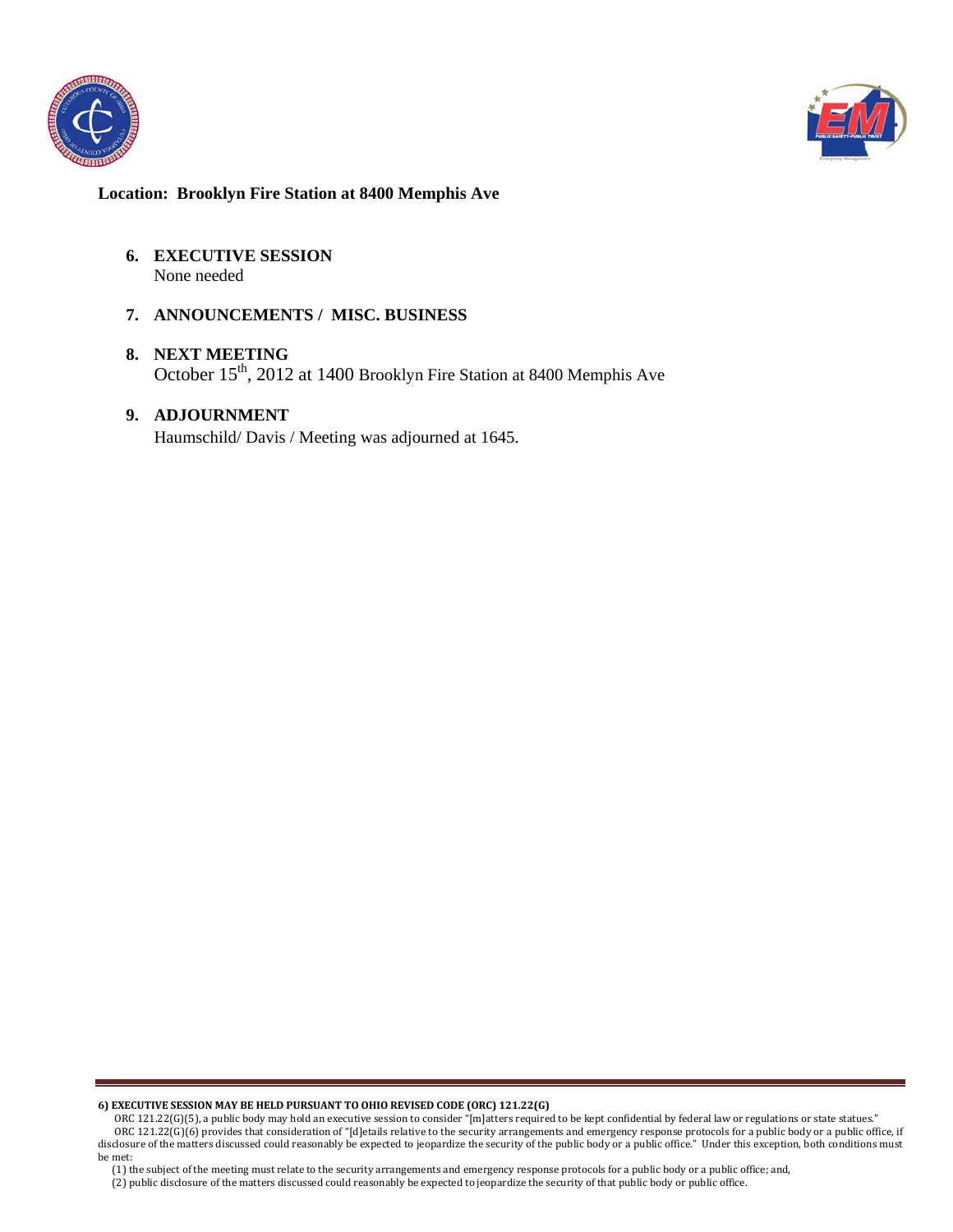**Location: Brooklyn Fire Station at 8400 Memphis Ave**

6. **EXECUTIVE SESSION**
   None needed

7. **ANNOUNCEMENTS / MISC. BUSINESS**

8. **NEXT MEETING**
   October 15th, 2012 at 1400 Brooklyn Fire Station at 8400 Memphis Ave

9. **ADJOURNMENT**
   Haumschild/ Davis / Meeting was adjourned at 1645.

---

**6) EXECUTIVE SESSION MAY BE HELD PURSUANT TO OHIO REVISED CODE (ORC) 121.22(G)**

ORC 121.22(G)(5), a public body may hold an executive session to consider "[m]atters required to be kept confidential by federal law or regulations or state statues."

ORC 121.22(G)(6) provides that consideration of "[d]etails relative to the security arrangements and emergency response protocols for a public body or a public office, if disclosure of the matters discussed could reasonably be expected to jeopardize the security of the public body or a public office." Under this exception, both conditions must be met:

(1) the subject of the meeting must relate to the security arrangements and emergency response protocols for a public body or a public office; and,

(2) public disclosure of the matters discussed could reasonably be expected to jeopardize the security of that public body or public office.